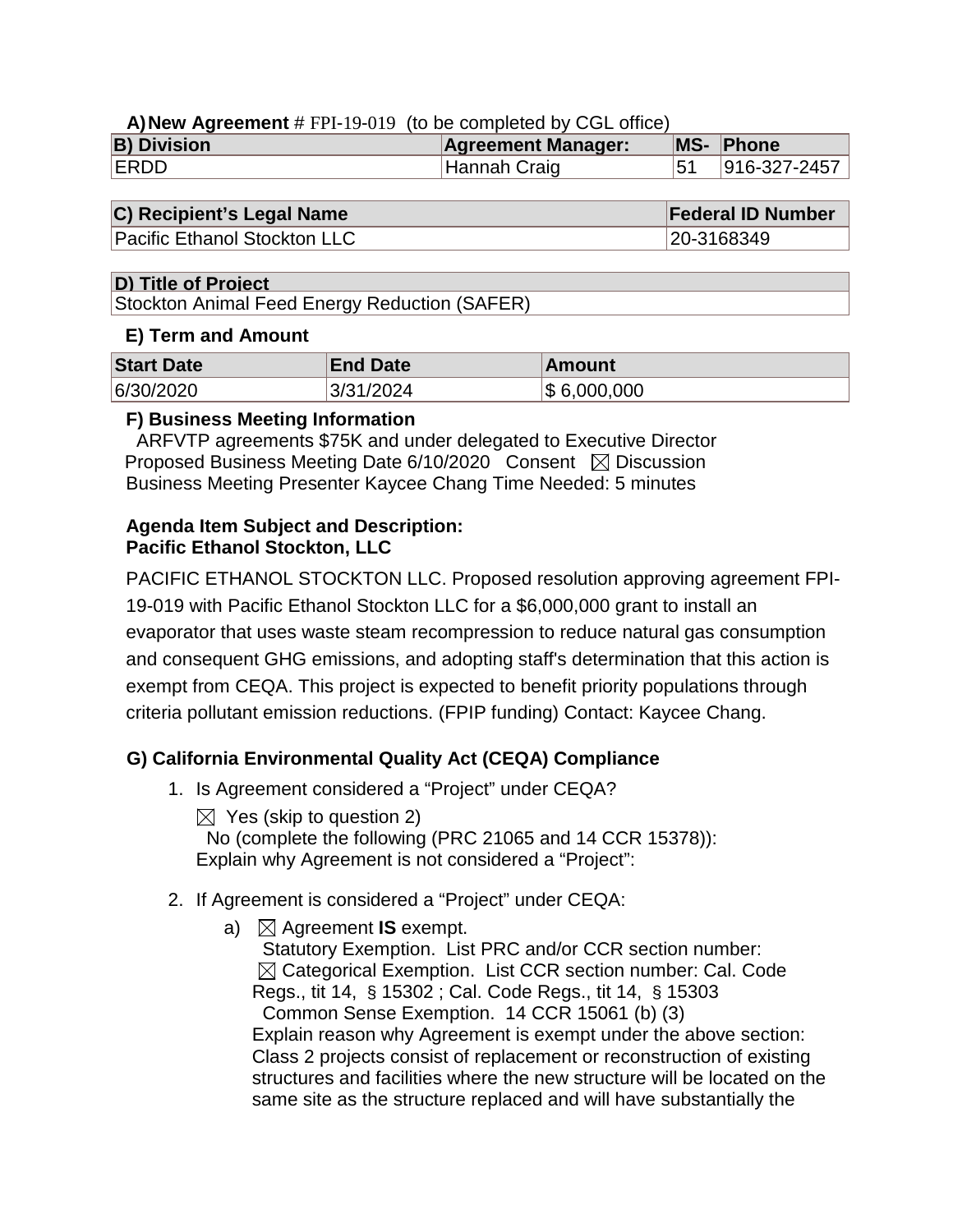**A) New Agreement** # FPI-19-019 (to be completed by CGL office)

| B) Division | Agreement Manager: | MS- | Phone |
|---|---|---|---|
| ERDD | Hannah Craig | 51 | 916-327-2457 |

| C) Recipient's Legal Name | Federal ID Number |
|---|---|
| Pacific Ethanol Stockton LLC | 20-3168349 |

| D) Title of Project |
|---|
| Stockton Animal Feed Energy Reduction (SAFER) |

**E) Term and Amount**

| Start Date | End Date | Amount |
|---|---|---|
| 6/30/2020 | 3/31/2024 | $ 6,000,000 |

**F) Business Meeting Information**

ARFVTP agreements $75K and under delegated to Executive Director

Proposed Business Meeting Date 6/10/2020 Consent ☒ Discussion

Business Meeting Presenter Kaycee Chang Time Needed: 5 minutes

**Agenda Item Subject and Description:**
**Pacific Ethanol Stockton, LLC**

PACIFIC ETHANOL STOCKTON LLC. Proposed resolution approving agreement FPI-19-019 with Pacific Ethanol Stockton LLC for a $6,000,000 grant to install an evaporator that uses waste steam recompression to reduce natural gas consumption and consequent GHG emissions, and adopting staff's determination that this action is exempt from CEQA. This project is expected to benefit priority populations through criteria pollutant emission reductions. (FPIP funding) Contact: Kaycee Chang.

**G) California Environmental Quality Act (CEQA) Compliance**

1. Is Agreement considered a "Project" under CEQA?

   ☒ Yes (skip to question 2)

   No (complete the following (PRC 21065 and 14 CCR 15378)):
   Explain why Agreement is not considered a "Project":

2. If Agreement is considered a "Project" under CEQA:

   a) ☒ Agreement **IS** exempt.

      Statutory Exemption. List PRC and/or CCR section number:

      ☒ Categorical Exemption. List CCR section number: Cal. Code Regs., tit 14, § 15302 ; Cal. Code Regs., tit 14, § 15303

      Common Sense Exemption. 14 CCR 15061 (b) (3)

      Explain reason why Agreement is exempt under the above section:
      Class 2 projects consist of replacement or reconstruction of existing structures and facilities where the new structure will be located on the same site as the structure replaced and will have substantially the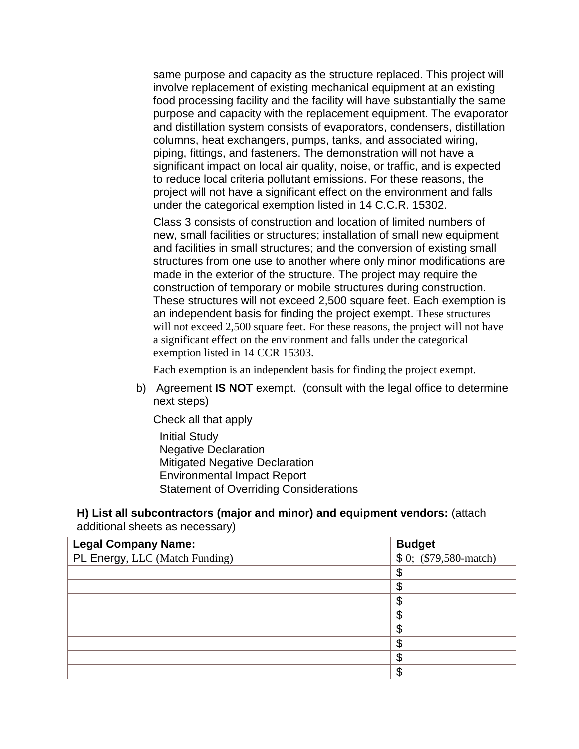same purpose and capacity as the structure replaced. This project will involve replacement of existing mechanical equipment at an existing food processing facility and the facility will have substantially the same purpose and capacity with the replacement equipment. The evaporator and distillation system consists of evaporators, condensers, distillation columns, heat exchangers, pumps, tanks, and associated wiring, piping, fittings, and fasteners. The demonstration will not have a significant impact on local air quality, noise, or traffic, and is expected to reduce local criteria pollutant emissions. For these reasons, the project will not have a significant effect on the environment and falls under the categorical exemption listed in 14 C.C.R. 15302.

Class 3 consists of construction and location of limited numbers of new, small facilities or structures; installation of small new equipment and facilities in small structures; and the conversion of existing small structures from one use to another where only minor modifications are made in the exterior of the structure. The project may require the construction of temporary or mobile structures during construction. These structures will not exceed 2,500 square feet. Each exemption is an independent basis for finding the project exempt. These structures will not exceed 2,500 square feet. For these reasons, the project will not have a significant effect on the environment and falls under the categorical exemption listed in 14 CCR 15303.

Each exemption is an independent basis for finding the project exempt.

b) Agreement **IS NOT** exempt. (consult with the legal office to determine next steps)

Check all that apply

- Initial Study
- Negative Declaration
- Mitigated Negative Declaration
- Environmental Impact Report
- Statement of Overriding Considerations

**H) List all subcontractors (major and minor) and equipment vendors:** (attach additional sheets as necessary)

| Legal Company Name: | Budget |
|---|---|
| PL Energy, LLC (Match Funding) | $ 0; ($79,580-match) |
| | $ |
| | $ |
| | $ |
| | $ |
| | $ |
| | $ |
| | $ |
| | $ |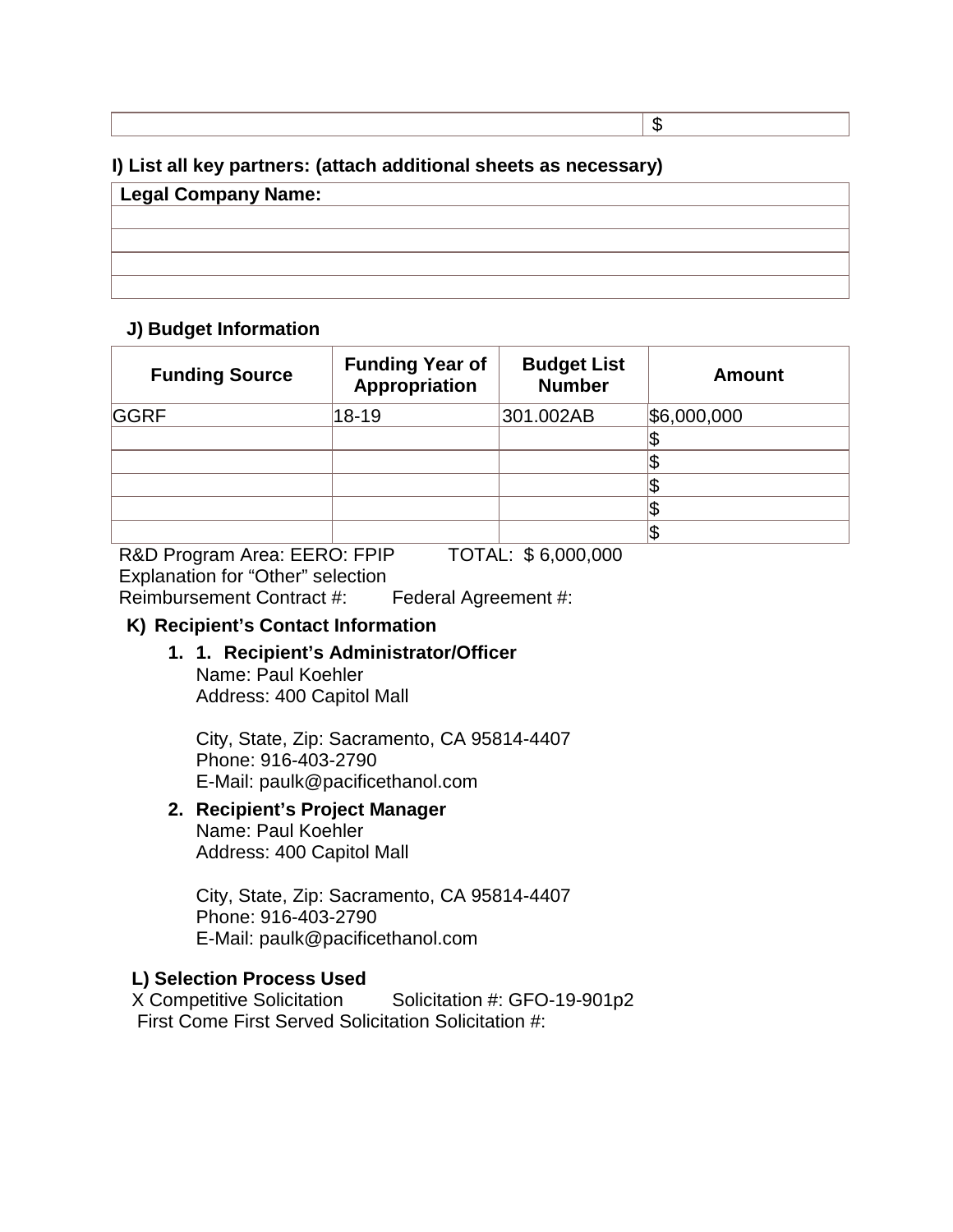|  | $ |
|---|---|

**I) List all key partners: (attach additional sheets as necessary)**

| Legal Company Name: |
|---|
|  |
|  |
|  |
|  |

**J) Budget Information**

| Funding Source | Funding Year of Appropriation | Budget List Number | Amount |
|---|---|---|---|
| GGRF | 18-19 | 301.002AB | $6,000,000 |
|  |  |  | $ |
|  |  |  | $ |
|  |  |  | $ |
|  |  |  | $ |
|  |  |  | $ |

R&D Program Area: EERO: FPIP TOTAL: $ 6,000,000
Explanation for "Other" selection
Reimbursement Contract #: Federal Agreement #:

**K) Recipient's Contact Information**

1. **1. Recipient's Administrator/Officer**
   Name: Paul Koehler
   Address: 400 Capitol Mall

   City, State, Zip: Sacramento, CA 95814-4407
   Phone: 916-403-2790
   E-Mail: paulk@pacificethanol.com

2. **Recipient's Project Manager**
   Name: Paul Koehler
   Address: 400 Capitol Mall

   City, State, Zip: Sacramento, CA 95814-4407
   Phone: 916-403-2790
   E-Mail: paulk@pacificethanol.com

**L) Selection Process Used**

X Competitive Solicitation Solicitation #: GFO-19-901p2
First Come First Served Solicitation Solicitation #: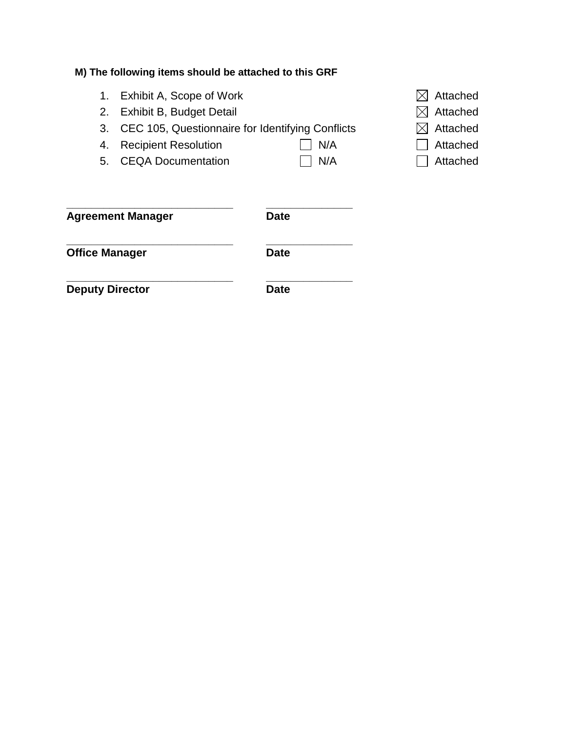**M) The following items should be attached to this GRF**

1. Exhibit A, Scope of Work ☒ Attached
2. Exhibit B, Budget Detail ☒ Attached
3. CEC 105, Questionnaire for Identifying Conflicts ☒ Attached
4. Recipient Resolution ☐ N/A ☐ Attached
5. CEQA Documentation ☐ N/A ☐ Attached

| | |
|---|---|
| ____________________________ | ______________ |
| **Agreement Manager** | **Date** |
| ____________________________ | ______________ |
| **Office Manager** | **Date** |
| ____________________________ | ______________ |
| **Deputy Director** | **Date** |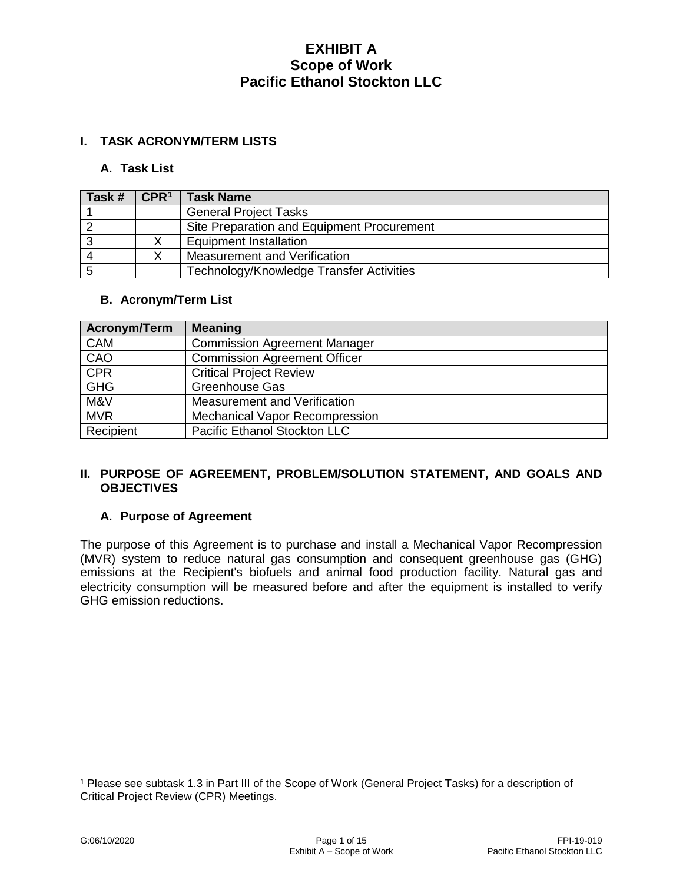# EXHIBIT A
# Scope of Work
# Pacific Ethanol Stockton LLC

## I. TASK ACRONYM/TERM LISTS

### A. Task List

| Task # | CPR[1] | Task Name |
|---|---|---|
| 1 | | General Project Tasks |
| 2 | | Site Preparation and Equipment Procurement |
| 3 | X | Equipment Installation |
| 4 | X | Measurement and Verification |
| 5 | | Technology/Knowledge Transfer Activities |

### B. Acronym/Term List

| Acronym/Term | Meaning |
|---|---|
| CAM | Commission Agreement Manager |
| CAO | Commission Agreement Officer |
| CPR | Critical Project Review |
| GHG | Greenhouse Gas |
| M&V | Measurement and Verification |
| MVR | Mechanical Vapor Recompression |
| Recipient | Pacific Ethanol Stockton LLC |

## II. PURPOSE OF AGREEMENT, PROBLEM/SOLUTION STATEMENT, AND GOALS AND OBJECTIVES

### A. Purpose of Agreement

The purpose of this Agreement is to purchase and install a Mechanical Vapor Recompression (MVR) system to reduce natural gas consumption and consequent greenhouse gas (GHG) emissions at the Recipient's biofuels and animal food production facility. Natural gas and electricity consumption will be measured before and after the equipment is installed to verify GHG emission reductions.

[1] Please see subtask 1.3 in Part III of the Scope of Work (General Project Tasks) for a description of Critical Project Review (CPR) Meetings.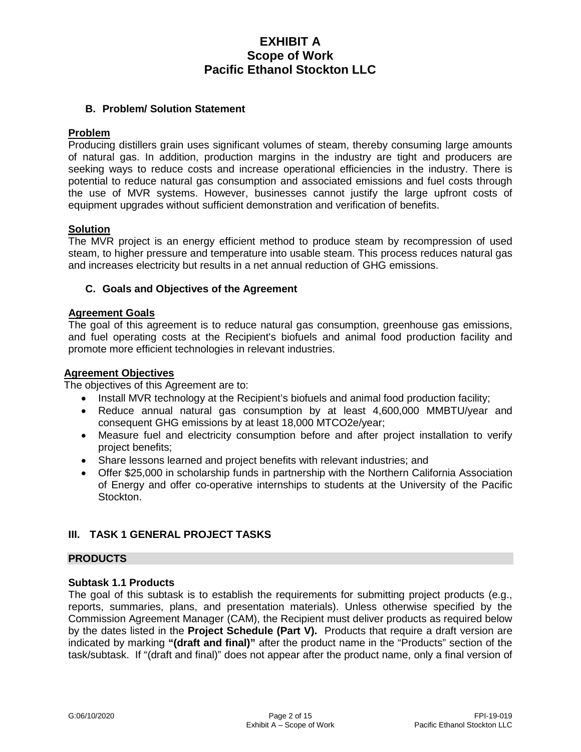# EXHIBIT A
# Scope of Work
# Pacific Ethanol Stockton LLC

### B. Problem/ Solution Statement

**Problem**

Producing distillers grain uses significant volumes of steam, thereby consuming large amounts of natural gas. In addition, production margins in the industry are tight and producers are seeking ways to reduce costs and increase operational efficiencies in the industry. There is potential to reduce natural gas consumption and associated emissions and fuel costs through the use of MVR systems. However, businesses cannot justify the large upfront costs of equipment upgrades without sufficient demonstration and verification of benefits.

**Solution**

The MVR project is an energy efficient method to produce steam by recompression of used steam, to higher pressure and temperature into usable steam. This process reduces natural gas and increases electricity but results in a net annual reduction of GHG emissions.

### C. Goals and Objectives of the Agreement

**Agreement Goals**

The goal of this agreement is to reduce natural gas consumption, greenhouse gas emissions, and fuel operating costs at the Recipient's biofuels and animal food production facility and promote more efficient technologies in relevant industries.

**Agreement Objectives**

The objectives of this Agreement are to:

- Install MVR technology at the Recipient's biofuels and animal food production facility;
- Reduce annual natural gas consumption by at least 4,600,000 MMBTU/year and consequent GHG emissions by at least 18,000 MTCO2e/year;
- Measure fuel and electricity consumption before and after project installation to verify project benefits;
- Share lessons learned and project benefits with relevant industries; and
- Offer $25,000 in scholarship funds in partnership with the Northern California Association of Energy and offer co-operative internships to students at the University of the Pacific Stockton.

## III. TASK 1 GENERAL PROJECT TASKS

**PRODUCTS**

### Subtask 1.1 Products

The goal of this subtask is to establish the requirements for submitting project products (e.g., reports, summaries, plans, and presentation materials). Unless otherwise specified by the Commission Agreement Manager (CAM), the Recipient must deliver products as required below by the dates listed in the **Project Schedule (Part V).** Products that require a draft version are indicated by marking **"(draft and final)"** after the product name in the "Products" section of the task/subtask. If "(draft and final)" does not appear after the product name, only a final version of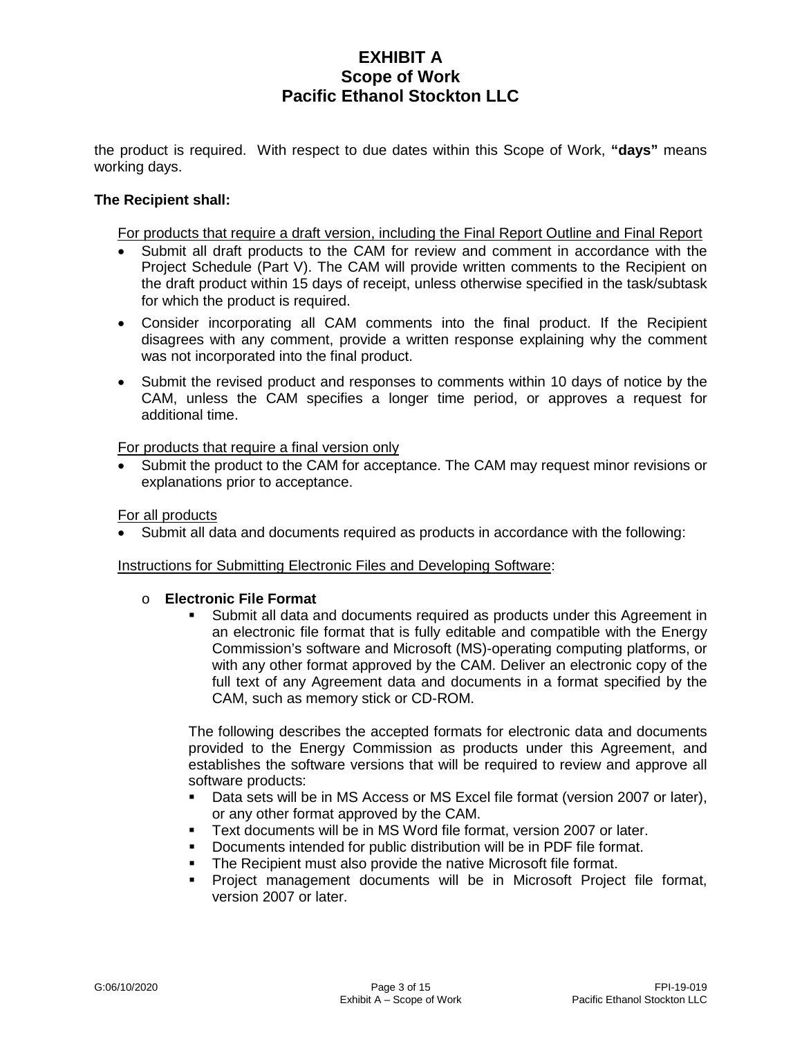the product is required. With respect to due dates within this Scope of Work, **"days"** means working days.

**The Recipient shall:**

For products that require a draft version, including the Final Report Outline and Final Report

- Submit all draft products to the CAM for review and comment in accordance with the Project Schedule (Part V). The CAM will provide written comments to the Recipient on the draft product within 15 days of receipt, unless otherwise specified in the task/subtask for which the product is required.
- Consider incorporating all CAM comments into the final product. If the Recipient disagrees with any comment, provide a written response explaining why the comment was not incorporated into the final product.
- Submit the revised product and responses to comments within 10 days of notice by the CAM, unless the CAM specifies a longer time period, or approves a request for additional time.

For products that require a final version only

- Submit the product to the CAM for acceptance. The CAM may request minor revisions or explanations prior to acceptance.

For all products

- Submit all data and documents required as products in accordance with the following:

Instructions for Submitting Electronic Files and Developing Software:

- **Electronic File Format**
  - Submit all data and documents required as products under this Agreement in an electronic file format that is fully editable and compatible with the Energy Commission's software and Microsoft (MS)-operating computing platforms, or with any other format approved by the CAM. Deliver an electronic copy of the full text of any Agreement data and documents in a format specified by the CAM, such as memory stick or CD-ROM.

  The following describes the accepted formats for electronic data and documents provided to the Energy Commission as products under this Agreement, and establishes the software versions that will be required to review and approve all software products:

  - Data sets will be in MS Access or MS Excel file format (version 2007 or later), or any other format approved by the CAM.
  - Text documents will be in MS Word file format, version 2007 or later.
  - Documents intended for public distribution will be in PDF file format.
  - The Recipient must also provide the native Microsoft file format.
  - Project management documents will be in Microsoft Project file format, version 2007 or later.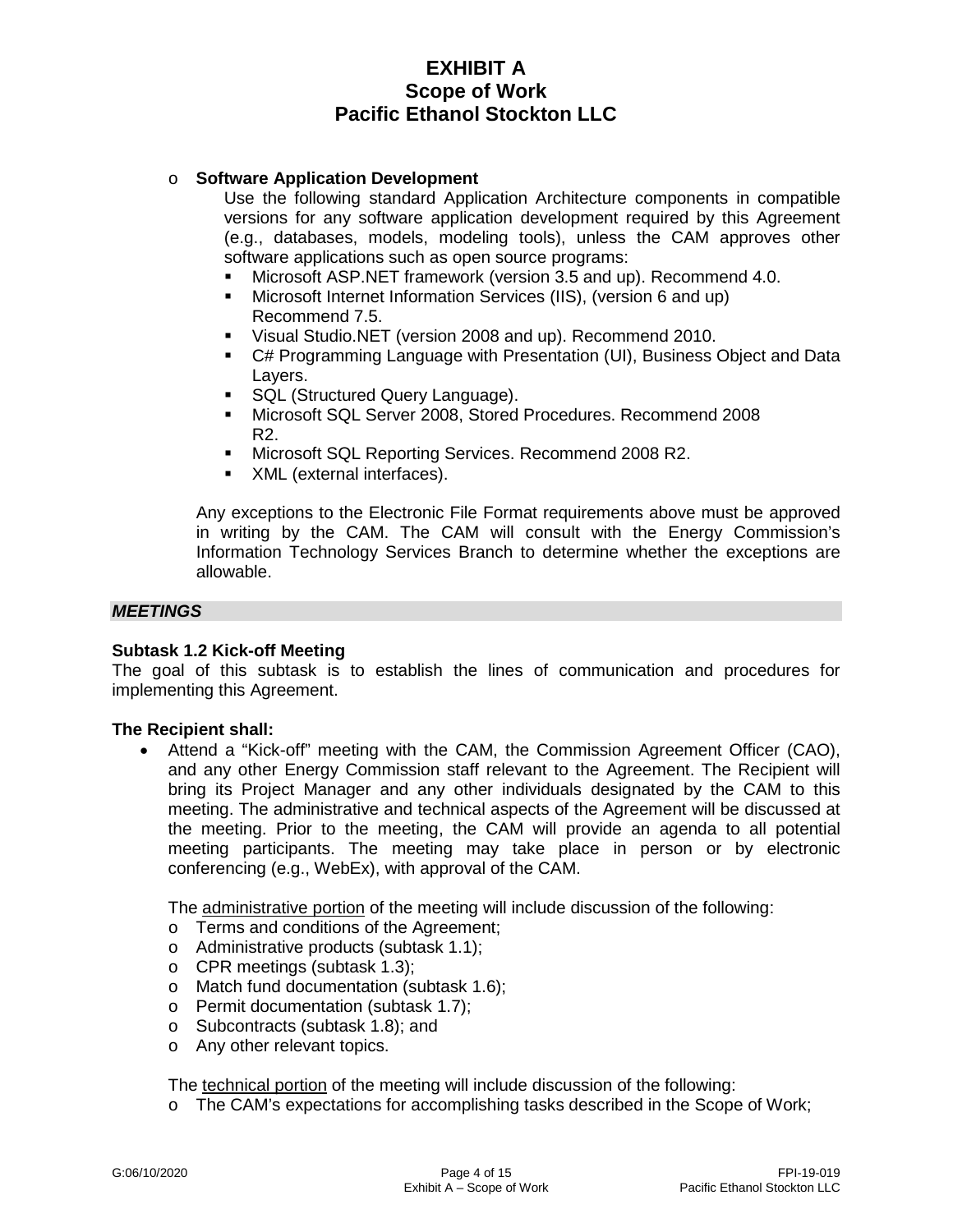- **Software Application Development**

  Use the following standard Application Architecture components in compatible versions for any software application development required by this Agreement (e.g., databases, models, modeling tools), unless the CAM approves other software applications such as open source programs:

  - Microsoft ASP.NET framework (version 3.5 and up). Recommend 4.0.
  - Microsoft Internet Information Services (IIS), (version 6 and up) Recommend 7.5.
  - Visual Studio.NET (version 2008 and up). Recommend 2010.
  - C# Programming Language with Presentation (UI), Business Object and Data Layers.
  - SQL (Structured Query Language).
  - Microsoft SQL Server 2008, Stored Procedures. Recommend 2008 R2.
  - Microsoft SQL Reporting Services. Recommend 2008 R2.
  - XML (external interfaces).

  Any exceptions to the Electronic File Format requirements above must be approved in writing by the CAM. The CAM will consult with the Energy Commission's Information Technology Services Branch to determine whether the exceptions are allowable.

***MEETINGS***

**Subtask 1.2 Kick-off Meeting**

The goal of this subtask is to establish the lines of communication and procedures for implementing this Agreement.

**The Recipient shall:**

- Attend a "Kick-off" meeting with the CAM, the Commission Agreement Officer (CAO), and any other Energy Commission staff relevant to the Agreement. The Recipient will bring its Project Manager and any other individuals designated by the CAM to this meeting. The administrative and technical aspects of the Agreement will be discussed at the meeting. Prior to the meeting, the CAM will provide an agenda to all potential meeting participants. The meeting may take place in person or by electronic conferencing (e.g., WebEx), with approval of the CAM.

  The administrative portion of the meeting will include discussion of the following:
  - Terms and conditions of the Agreement;
  - Administrative products (subtask 1.1);
  - CPR meetings (subtask 1.3);
  - Match fund documentation (subtask 1.6);
  - Permit documentation (subtask 1.7);
  - Subcontracts (subtask 1.8); and
  - Any other relevant topics.

  The technical portion of the meeting will include discussion of the following:
  - The CAM's expectations for accomplishing tasks described in the Scope of Work;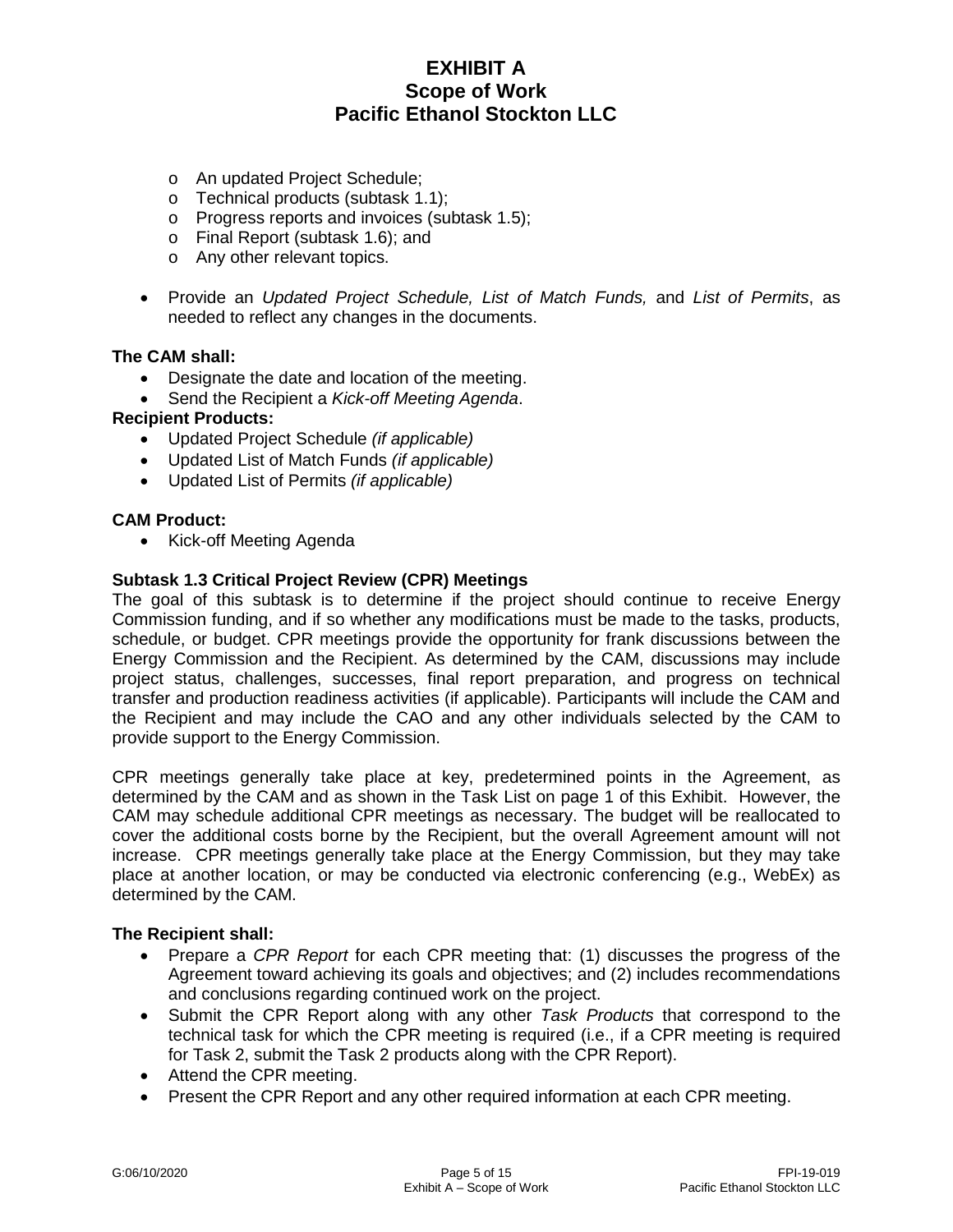- An updated Project Schedule;
  - Technical products (subtask 1.1);
  - Progress reports and invoices (subtask 1.5);
  - Final Report (subtask 1.6); and
  - Any other relevant topics.
- Provide an *Updated Project Schedule, List of Match Funds,* and *List of Permits*, as needed to reflect any changes in the documents.

**The CAM shall:**

- Designate the date and location of the meeting.
- Send the Recipient a *Kick-off Meeting Agenda*.

**Recipient Products:**

- Updated Project Schedule *(if applicable)*
- Updated List of Match Funds *(if applicable)*
- Updated List of Permits *(if applicable)*

**CAM Product:**

- Kick-off Meeting Agenda

**Subtask 1.3 Critical Project Review (CPR) Meetings**

The goal of this subtask is to determine if the project should continue to receive Energy Commission funding, and if so whether any modifications must be made to the tasks, products, schedule, or budget. CPR meetings provide the opportunity for frank discussions between the Energy Commission and the Recipient. As determined by the CAM, discussions may include project status, challenges, successes, final report preparation, and progress on technical transfer and production readiness activities (if applicable). Participants will include the CAM and the Recipient and may include the CAO and any other individuals selected by the CAM to provide support to the Energy Commission.

CPR meetings generally take place at key, predetermined points in the Agreement, as determined by the CAM and as shown in the Task List on page 1 of this Exhibit. However, the CAM may schedule additional CPR meetings as necessary. The budget will be reallocated to cover the additional costs borne by the Recipient, but the overall Agreement amount will not increase. CPR meetings generally take place at the Energy Commission, but they may take place at another location, or may be conducted via electronic conferencing (e.g., WebEx) as determined by the CAM.

**The Recipient shall:**

- Prepare a *CPR Report* for each CPR meeting that: (1) discusses the progress of the Agreement toward achieving its goals and objectives; and (2) includes recommendations and conclusions regarding continued work on the project.
- Submit the CPR Report along with any other *Task Products* that correspond to the technical task for which the CPR meeting is required (i.e., if a CPR meeting is required for Task 2, submit the Task 2 products along with the CPR Report).
- Attend the CPR meeting.
- Present the CPR Report and any other required information at each CPR meeting.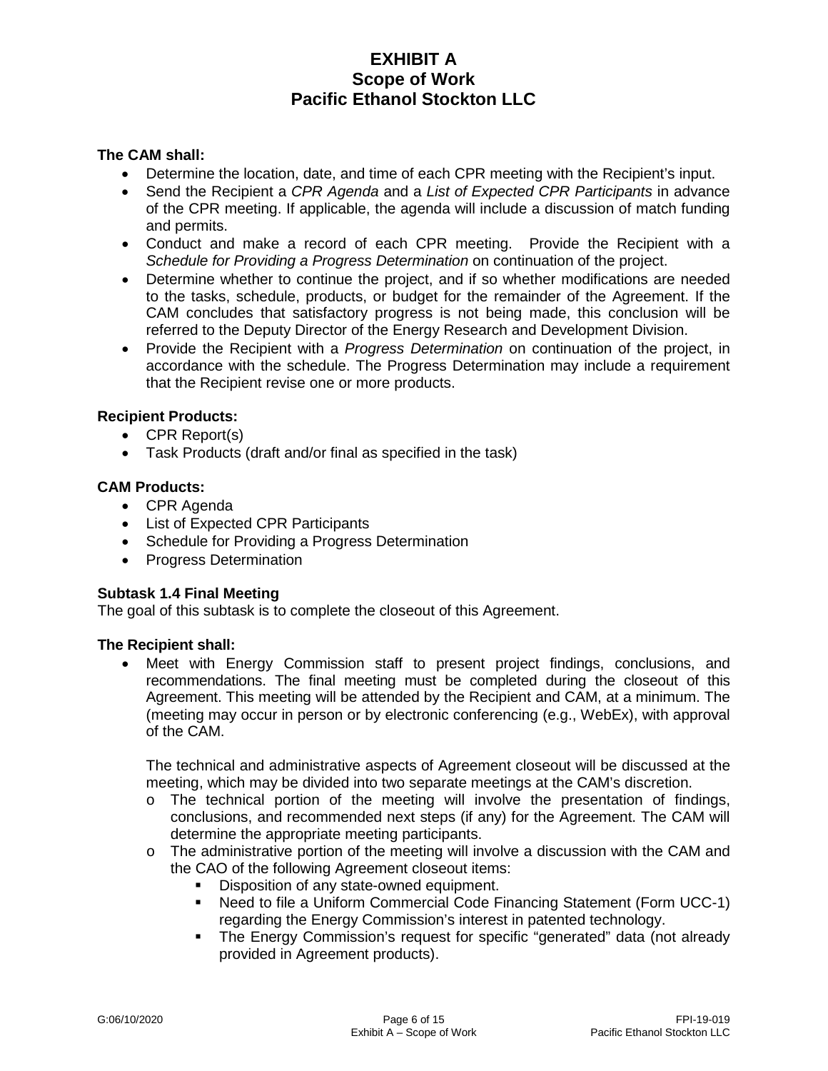**The CAM shall:**

- Determine the location, date, and time of each CPR meeting with the Recipient's input.
- Send the Recipient a *CPR Agenda* and a *List of Expected CPR Participants* in advance of the CPR meeting. If applicable, the agenda will include a discussion of match funding and permits.
- Conduct and make a record of each CPR meeting. Provide the Recipient with a *Schedule for Providing a Progress Determination* on continuation of the project.
- Determine whether to continue the project, and if so whether modifications are needed to the tasks, schedule, products, or budget for the remainder of the Agreement. If the CAM concludes that satisfactory progress is not being made, this conclusion will be referred to the Deputy Director of the Energy Research and Development Division.
- Provide the Recipient with a *Progress Determination* on continuation of the project, in accordance with the schedule. The Progress Determination may include a requirement that the Recipient revise one or more products.

**Recipient Products:**

- CPR Report(s)
- Task Products (draft and/or final as specified in the task)

**CAM Products:**

- CPR Agenda
- List of Expected CPR Participants
- Schedule for Providing a Progress Determination
- Progress Determination

**Subtask 1.4 Final Meeting**

The goal of this subtask is to complete the closeout of this Agreement.

**The Recipient shall:**

- Meet with Energy Commission staff to present project findings, conclusions, and recommendations. The final meeting must be completed during the closeout of this Agreement. This meeting will be attended by the Recipient and CAM, at a minimum. The (meeting may occur in person or by electronic conferencing (e.g., WebEx), with approval of the CAM.

  The technical and administrative aspects of Agreement closeout will be discussed at the meeting, which may be divided into two separate meetings at the CAM's discretion.

  - The technical portion of the meeting will involve the presentation of findings, conclusions, and recommended next steps (if any) for the Agreement. The CAM will determine the appropriate meeting participants.
  - The administrative portion of the meeting will involve a discussion with the CAM and the CAO of the following Agreement closeout items:
    - Disposition of any state-owned equipment.
    - Need to file a Uniform Commercial Code Financing Statement (Form UCC-1) regarding the Energy Commission's interest in patented technology.
    - The Energy Commission's request for specific "generated" data (not already provided in Agreement products).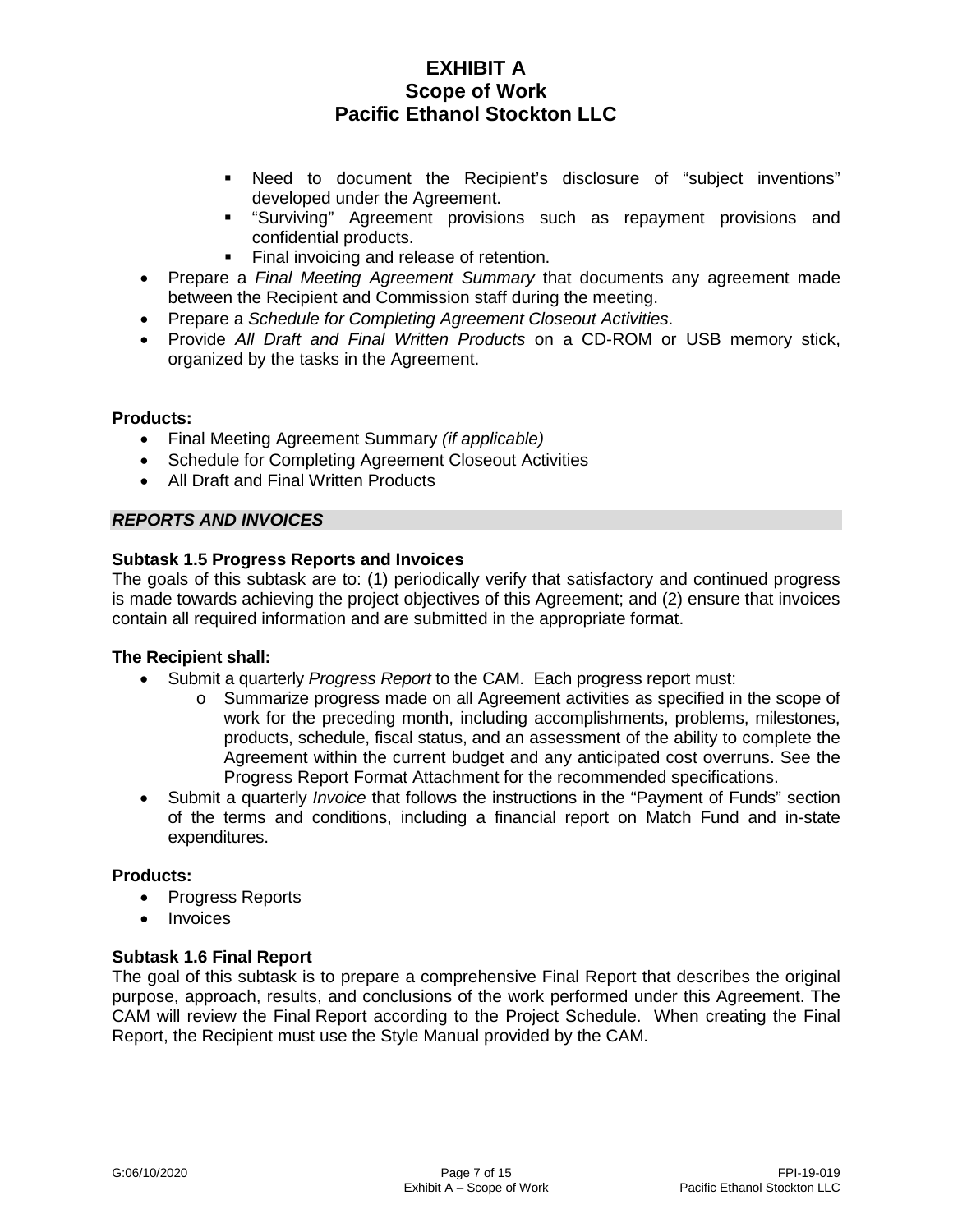- Need to document the Recipient's disclosure of "subject inventions" developed under the Agreement.
- "Surviving" Agreement provisions such as repayment provisions and confidential products.
- Final invoicing and release of retention.

- Prepare a *Final Meeting Agreement Summary* that documents any agreement made between the Recipient and Commission staff during the meeting.
- Prepare a *Schedule for Completing Agreement Closeout Activities*.
- Provide *All Draft and Final Written Products* on a CD-ROM or USB memory stick, organized by the tasks in the Agreement.

**Products:**

- Final Meeting Agreement Summary *(if applicable)*
- Schedule for Completing Agreement Closeout Activities
- All Draft and Final Written Products

***REPORTS AND INVOICES***

**Subtask 1.5 Progress Reports and Invoices**

The goals of this subtask are to: (1) periodically verify that satisfactory and continued progress is made towards achieving the project objectives of this Agreement; and (2) ensure that invoices contain all required information and are submitted in the appropriate format.

**The Recipient shall:**

- Submit a quarterly *Progress Report* to the CAM. Each progress report must:
  - Summarize progress made on all Agreement activities as specified in the scope of work for the preceding month, including accomplishments, problems, milestones, products, schedule, fiscal status, and an assessment of the ability to complete the Agreement within the current budget and any anticipated cost overruns. See the Progress Report Format Attachment for the recommended specifications.
- Submit a quarterly *Invoice* that follows the instructions in the "Payment of Funds" section of the terms and conditions, including a financial report on Match Fund and in-state expenditures.

**Products:**

- Progress Reports
- Invoices

**Subtask 1.6 Final Report**

The goal of this subtask is to prepare a comprehensive Final Report that describes the original purpose, approach, results, and conclusions of the work performed under this Agreement. The CAM will review the Final Report according to the Project Schedule. When creating the Final Report, the Recipient must use the Style Manual provided by the CAM.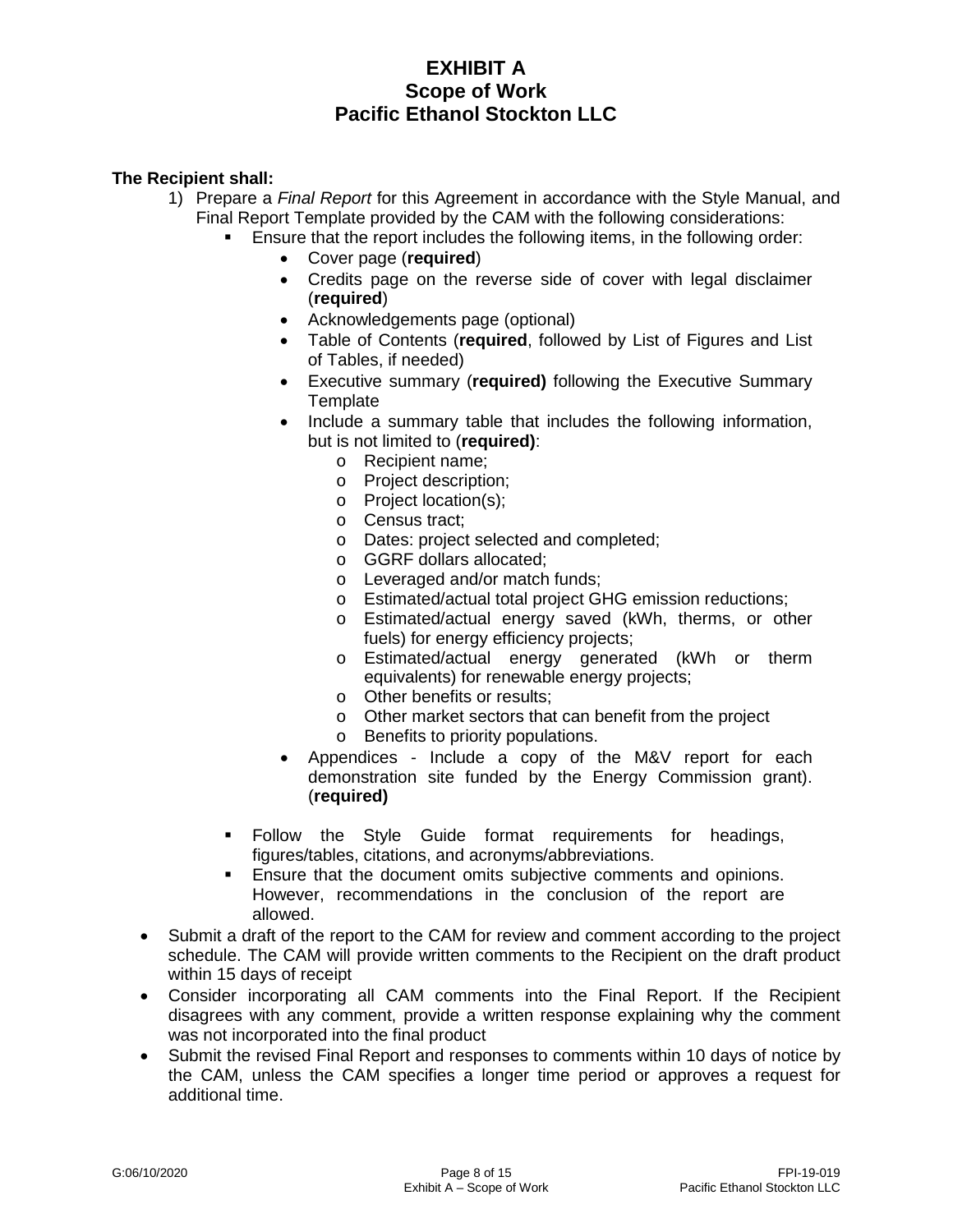# EXHIBIT A
## Scope of Work
## Pacific Ethanol Stockton LLC

**The Recipient shall:**

1) Prepare a *Final Report* for this Agreement in accordance with the Style Manual, and Final Report Template provided by the CAM with the following considerations:
    - Ensure that the report includes the following items, in the following order:
        - Cover page (**required**)
        - Credits page on the reverse side of cover with legal disclaimer (**required**)
        - Acknowledgements page (optional)
        - Table of Contents (**required**, followed by List of Figures and List of Tables, if needed)
        - Executive summary (**required)** following the Executive Summary Template
        - Include a summary table that includes the following information, but is not limited to (**required)**:
            - Recipient name;
            - Project description;
            - Project location(s);
            - Census tract;
            - Dates: project selected and completed;
            - GGRF dollars allocated;
            - Leveraged and/or match funds;
            - Estimated/actual total project GHG emission reductions;
            - Estimated/actual energy saved (kWh, therms, or other fuels) for energy efficiency projects;
            - Estimated/actual energy generated (kWh or therm equivalents) for renewable energy projects;
            - Other benefits or results;
            - Other market sectors that can benefit from the project
            - Benefits to priority populations.
        - Appendices - Include a copy of the M&V report for each demonstration site funded by the Energy Commission grant). (**required)**
    - Follow the Style Guide format requirements for headings, figures/tables, citations, and acronyms/abbreviations.
    - Ensure that the document omits subjective comments and opinions. However, recommendations in the conclusion of the report are allowed.

- Submit a draft of the report to the CAM for review and comment according to the project schedule. The CAM will provide written comments to the Recipient on the draft product within 15 days of receipt
- Consider incorporating all CAM comments into the Final Report. If the Recipient disagrees with any comment, provide a written response explaining why the comment was not incorporated into the final product
- Submit the revised Final Report and responses to comments within 10 days of notice by the CAM, unless the CAM specifies a longer time period or approves a request for additional time.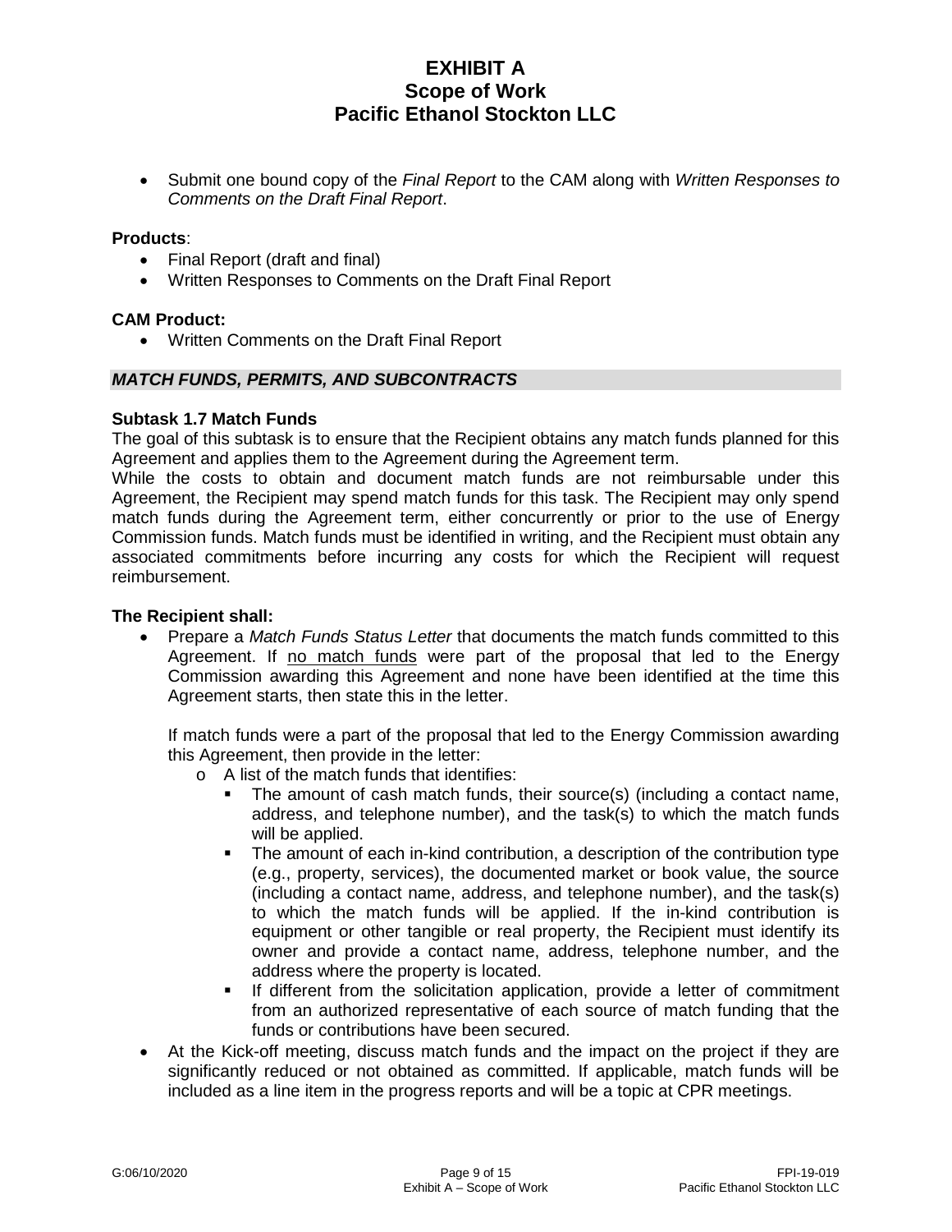- Submit one bound copy of the *Final Report* to the CAM along with *Written Responses to Comments on the Draft Final Report*.

**Products**:

- Final Report (draft and final)
- Written Responses to Comments on the Draft Final Report

**CAM Product:**

- Written Comments on the Draft Final Report

***MATCH FUNDS, PERMITS, AND SUBCONTRACTS***

**Subtask 1.7 Match Funds**

The goal of this subtask is to ensure that the Recipient obtains any match funds planned for this Agreement and applies them to the Agreement during the Agreement term.

While the costs to obtain and document match funds are not reimbursable under this Agreement, the Recipient may spend match funds for this task. The Recipient may only spend match funds during the Agreement term, either concurrently or prior to the use of Energy Commission funds. Match funds must be identified in writing, and the Recipient must obtain any associated commitments before incurring any costs for which the Recipient will request reimbursement.

**The Recipient shall:**

- Prepare a *Match Funds Status Letter* that documents the match funds committed to this Agreement. If <u>no match funds</u> were part of the proposal that led to the Energy Commission awarding this Agreement and none have been identified at the time this Agreement starts, then state this in the letter.

  If match funds were a part of the proposal that led to the Energy Commission awarding this Agreement, then provide in the letter:

  - A list of the match funds that identifies:
    - The amount of cash match funds, their source(s) (including a contact name, address, and telephone number), and the task(s) to which the match funds will be applied.
    - The amount of each in-kind contribution, a description of the contribution type (e.g., property, services), the documented market or book value, the source (including a contact name, address, and telephone number), and the task(s) to which the match funds will be applied. If the in-kind contribution is equipment or other tangible or real property, the Recipient must identify its owner and provide a contact name, address, telephone number, and the address where the property is located.
    - If different from the solicitation application, provide a letter of commitment from an authorized representative of each source of match funding that the funds or contributions have been secured.
- At the Kick-off meeting, discuss match funds and the impact on the project if they are significantly reduced or not obtained as committed. If applicable, match funds will be included as a line item in the progress reports and will be a topic at CPR meetings.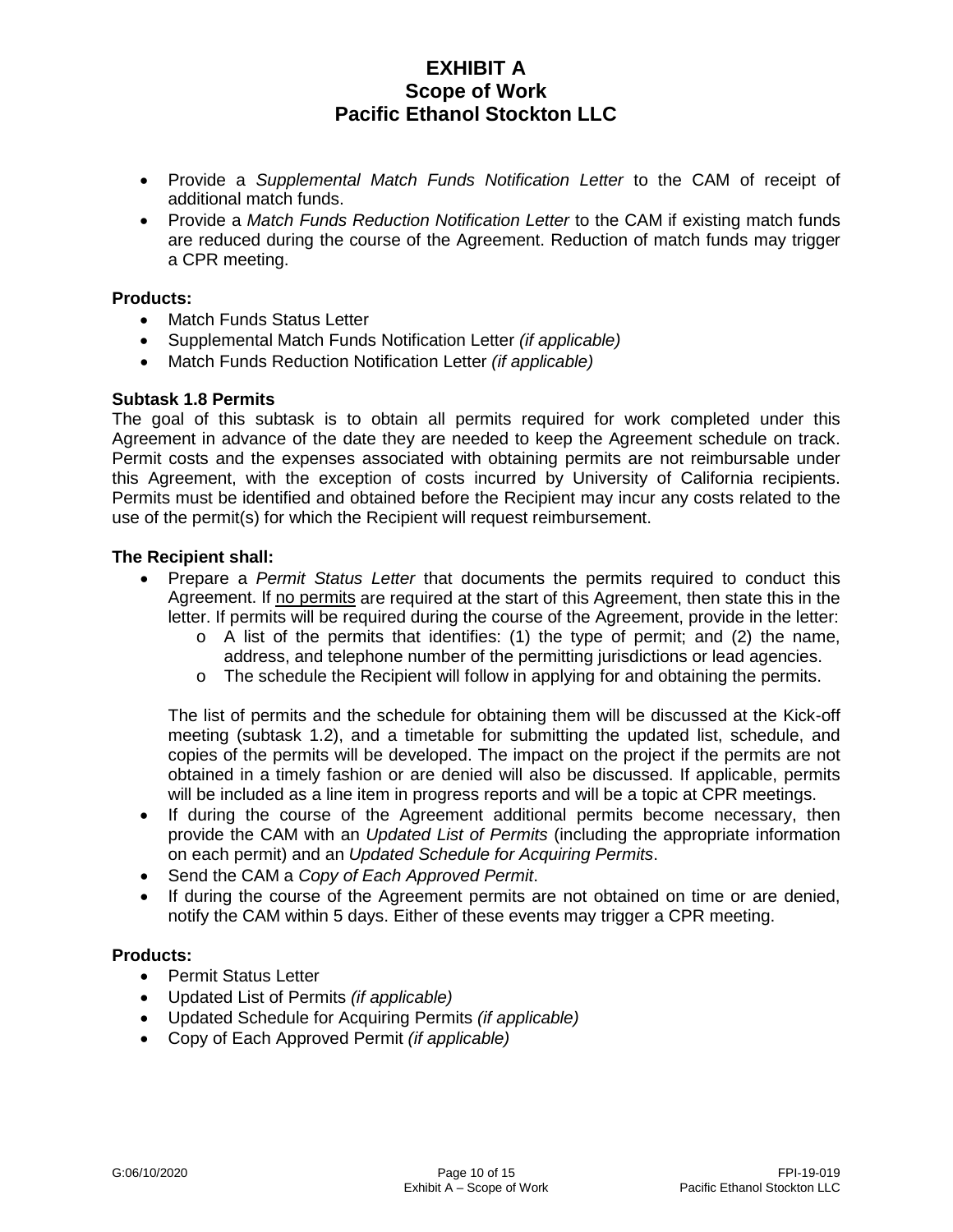- Provide a *Supplemental Match Funds Notification Letter* to the CAM of receipt of additional match funds.
- Provide a *Match Funds Reduction Notification Letter* to the CAM if existing match funds are reduced during the course of the Agreement. Reduction of match funds may trigger a CPR meeting.

**Products:**

- Match Funds Status Letter
- Supplemental Match Funds Notification Letter *(if applicable)*
- Match Funds Reduction Notification Letter *(if applicable)*

**Subtask 1.8 Permits**

The goal of this subtask is to obtain all permits required for work completed under this Agreement in advance of the date they are needed to keep the Agreement schedule on track. Permit costs and the expenses associated with obtaining permits are not reimbursable under this Agreement, with the exception of costs incurred by University of California recipients. Permits must be identified and obtained before the Recipient may incur any costs related to the use of the permit(s) for which the Recipient will request reimbursement.

**The Recipient shall:**

- Prepare a *Permit Status Letter* that documents the permits required to conduct this Agreement. If no permits are required at the start of this Agreement, then state this in the letter. If permits will be required during the course of the Agreement, provide in the letter:
  - A list of the permits that identifies: (1) the type of permit; and (2) the name, address, and telephone number of the permitting jurisdictions or lead agencies.
  - The schedule the Recipient will follow in applying for and obtaining the permits.

  The list of permits and the schedule for obtaining them will be discussed at the Kick-off meeting (subtask 1.2), and a timetable for submitting the updated list, schedule, and copies of the permits will be developed. The impact on the project if the permits are not obtained in a timely fashion or are denied will also be discussed. If applicable, permits will be included as a line item in progress reports and will be a topic at CPR meetings.
- If during the course of the Agreement additional permits become necessary, then provide the CAM with an *Updated List of Permits* (including the appropriate information on each permit) and an *Updated Schedule for Acquiring Permits*.
- Send the CAM a *Copy of Each Approved Permit*.
- If during the course of the Agreement permits are not obtained on time or are denied, notify the CAM within 5 days. Either of these events may trigger a CPR meeting.

**Products:**

- Permit Status Letter
- Updated List of Permits *(if applicable)*
- Updated Schedule for Acquiring Permits *(if applicable)*
- Copy of Each Approved Permit *(if applicable)*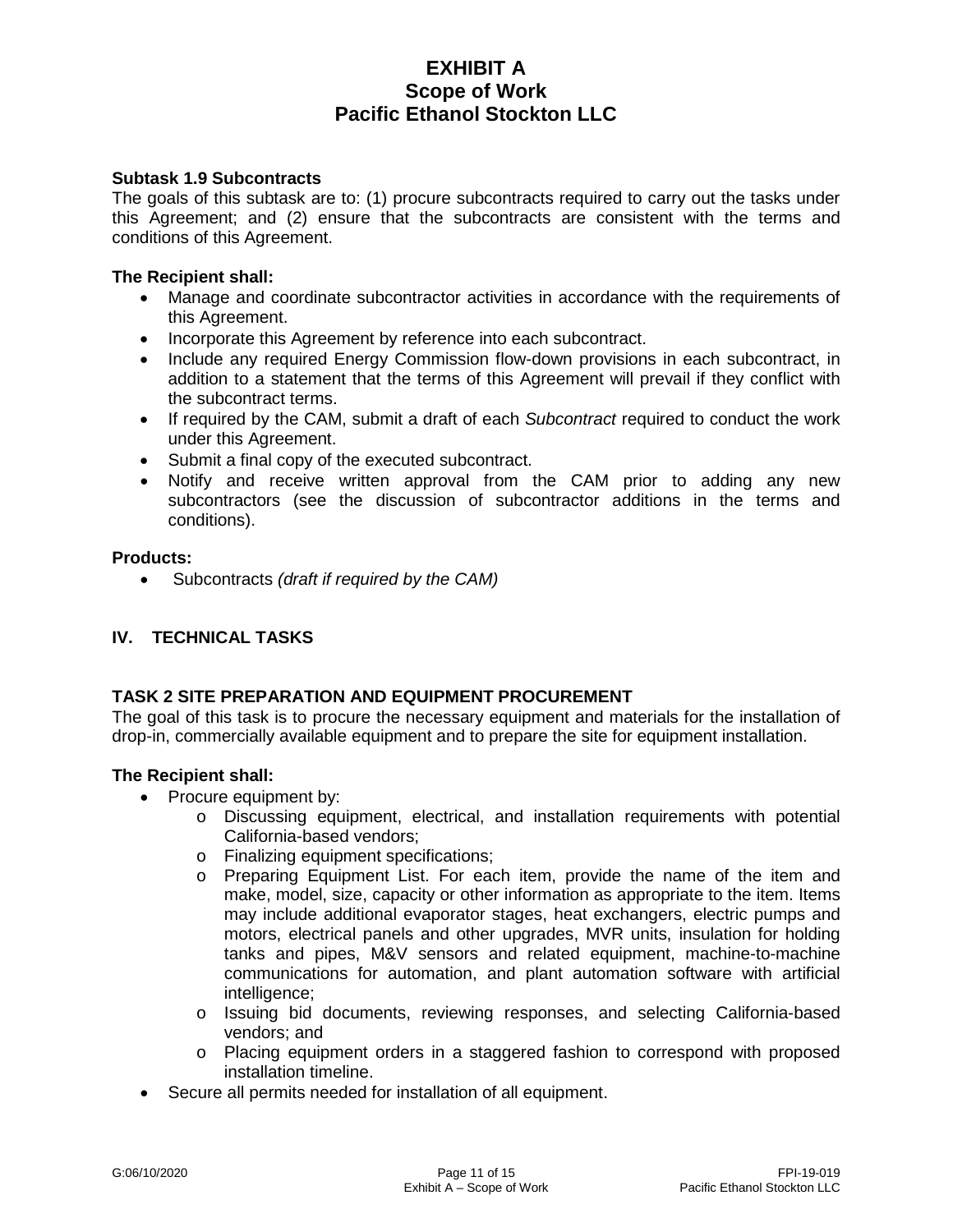**Subtask 1.9 Subcontracts**

The goals of this subtask are to: (1) procure subcontracts required to carry out the tasks under this Agreement; and (2) ensure that the subcontracts are consistent with the terms and conditions of this Agreement.

**The Recipient shall:**

- Manage and coordinate subcontractor activities in accordance with the requirements of this Agreement.
- Incorporate this Agreement by reference into each subcontract.
- Include any required Energy Commission flow-down provisions in each subcontract, in addition to a statement that the terms of this Agreement will prevail if they conflict with the subcontract terms.
- If required by the CAM, submit a draft of each *Subcontract* required to conduct the work under this Agreement.
- Submit a final copy of the executed subcontract.
- Notify and receive written approval from the CAM prior to adding any new subcontractors (see the discussion of subcontractor additions in the terms and conditions).

**Products:**

- Subcontracts *(draft if required by the CAM)*

## IV. TECHNICAL TASKS

### TASK 2 SITE PREPARATION AND EQUIPMENT PROCUREMENT

The goal of this task is to procure the necessary equipment and materials for the installation of drop-in, commercially available equipment and to prepare the site for equipment installation.

**The Recipient shall:**

- Procure equipment by:
  - Discussing equipment, electrical, and installation requirements with potential California-based vendors;
  - Finalizing equipment specifications;
  - Preparing Equipment List. For each item, provide the name of the item and make, model, size, capacity or other information as appropriate to the item. Items may include additional evaporator stages, heat exchangers, electric pumps and motors, electrical panels and other upgrades, MVR units, insulation for holding tanks and pipes, M&V sensors and related equipment, machine-to-machine communications for automation, and plant automation software with artificial intelligence;
  - Issuing bid documents, reviewing responses, and selecting California-based vendors; and
  - Placing equipment orders in a staggered fashion to correspond with proposed installation timeline.
- Secure all permits needed for installation of all equipment.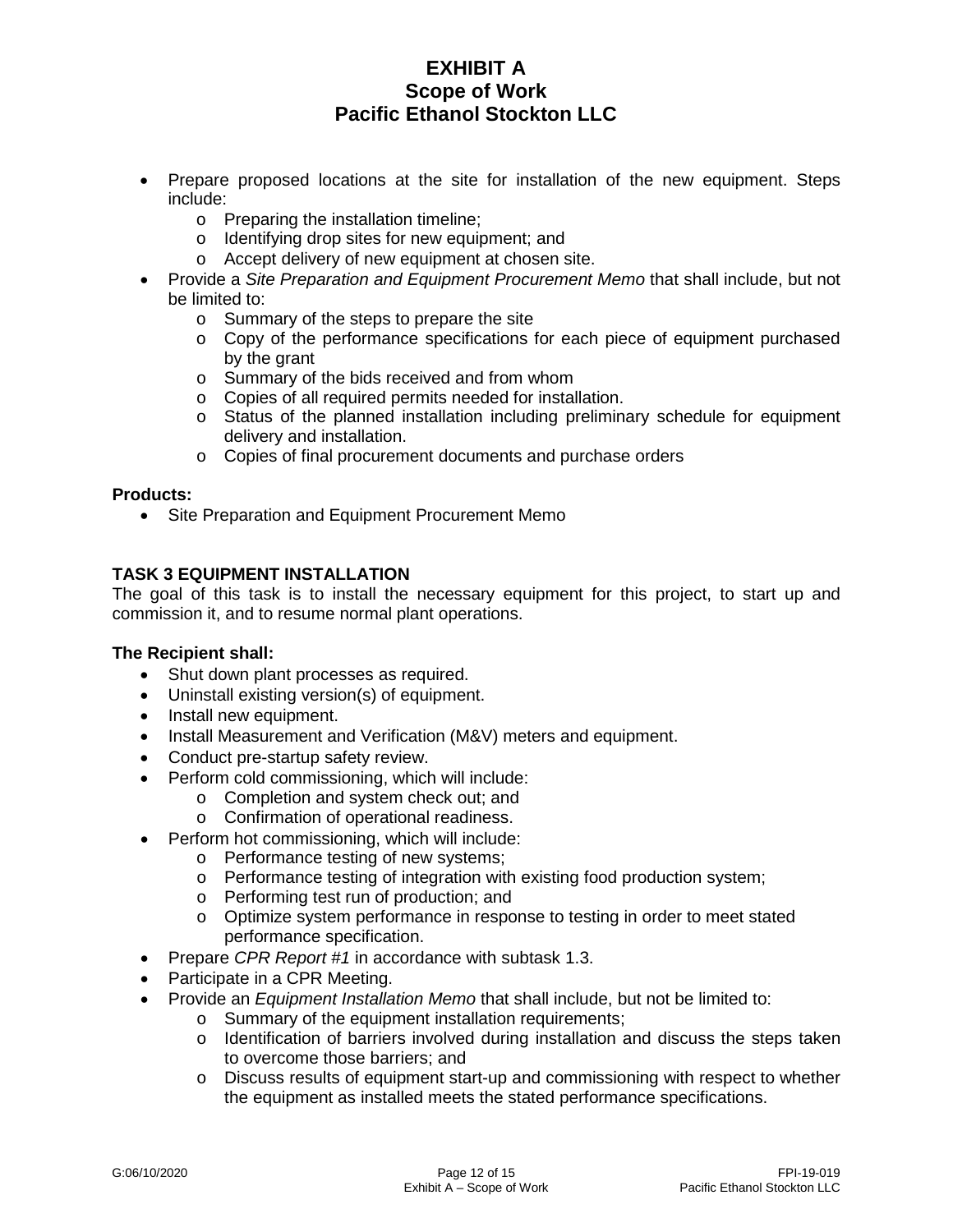- Prepare proposed locations at the site for installation of the new equipment. Steps include:
  - Preparing the installation timeline;
  - Identifying drop sites for new equipment; and
  - Accept delivery of new equipment at chosen site.
- Provide a *Site Preparation and Equipment Procurement Memo* that shall include, but not be limited to:
  - Summary of the steps to prepare the site
  - Copy of the performance specifications for each piece of equipment purchased by the grant
  - Summary of the bids received and from whom
  - Copies of all required permits needed for installation.
  - Status of the planned installation including preliminary schedule for equipment delivery and installation.
  - Copies of final procurement documents and purchase orders

**Products:**

- Site Preparation and Equipment Procurement Memo

**TASK 3 EQUIPMENT INSTALLATION**

The goal of this task is to install the necessary equipment for this project, to start up and commission it, and to resume normal plant operations.

**The Recipient shall:**

- Shut down plant processes as required.
- Uninstall existing version(s) of equipment.
- Install new equipment.
- Install Measurement and Verification (M&V) meters and equipment.
- Conduct pre-startup safety review.
- Perform cold commissioning, which will include:
  - Completion and system check out; and
  - Confirmation of operational readiness.
- Perform hot commissioning, which will include:
  - Performance testing of new systems;
  - Performance testing of integration with existing food production system;
  - Performing test run of production; and
  - Optimize system performance in response to testing in order to meet stated performance specification.
- Prepare *CPR Report #1* in accordance with subtask 1.3.
- Participate in a CPR Meeting.
- Provide an *Equipment Installation Memo* that shall include, but not be limited to:
  - Summary of the equipment installation requirements;
  - Identification of barriers involved during installation and discuss the steps taken to overcome those barriers; and
  - Discuss results of equipment start-up and commissioning with respect to whether the equipment as installed meets the stated performance specifications.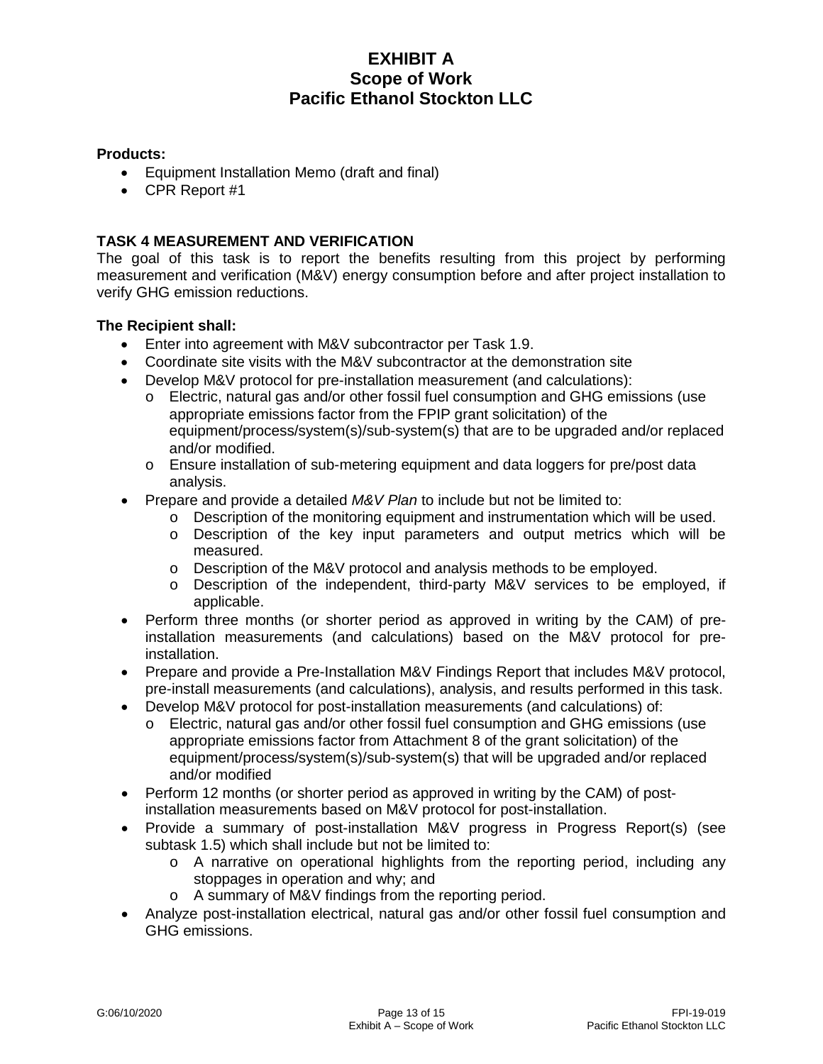**Products:**

- Equipment Installation Memo (draft and final)
- CPR Report #1

**TASK 4 MEASUREMENT AND VERIFICATION**

The goal of this task is to report the benefits resulting from this project by performing measurement and verification (M&V) energy consumption before and after project installation to verify GHG emission reductions.

**The Recipient shall:**

- Enter into agreement with M&V subcontractor per Task 1.9.
- Coordinate site visits with the M&V subcontractor at the demonstration site
- Develop M&V protocol for pre-installation measurement (and calculations):
  - o Electric, natural gas and/or other fossil fuel consumption and GHG emissions (use appropriate emissions factor from the FPIP grant solicitation) of the equipment/process/system(s)/sub-system(s) that are to be upgraded and/or replaced and/or modified.
  - o Ensure installation of sub-metering equipment and data loggers for pre/post data analysis.
- Prepare and provide a detailed *M&V Plan* to include but not be limited to:
  - o Description of the monitoring equipment and instrumentation which will be used.
  - o Description of the key input parameters and output metrics which will be measured.
  - o Description of the M&V protocol and analysis methods to be employed.
  - o Description of the independent, third-party M&V services to be employed, if applicable.
- Perform three months (or shorter period as approved in writing by the CAM) of pre-installation measurements (and calculations) based on the M&V protocol for pre-installation.
- Prepare and provide a Pre-Installation M&V Findings Report that includes M&V protocol, pre-install measurements (and calculations), analysis, and results performed in this task.
- Develop M&V protocol for post-installation measurements (and calculations) of:
  - o Electric, natural gas and/or other fossil fuel consumption and GHG emissions (use appropriate emissions factor from Attachment 8 of the grant solicitation) of the equipment/process/system(s)/sub-system(s) that will be upgraded and/or replaced and/or modified
- Perform 12 months (or shorter period as approved in writing by the CAM) of post-installation measurements based on M&V protocol for post-installation.
- Provide a summary of post-installation M&V progress in Progress Report(s) (see subtask 1.5) which shall include but not be limited to:
  - o A narrative on operational highlights from the reporting period, including any stoppages in operation and why; and
  - o A summary of M&V findings from the reporting period.
- Analyze post-installation electrical, natural gas and/or other fossil fuel consumption and GHG emissions.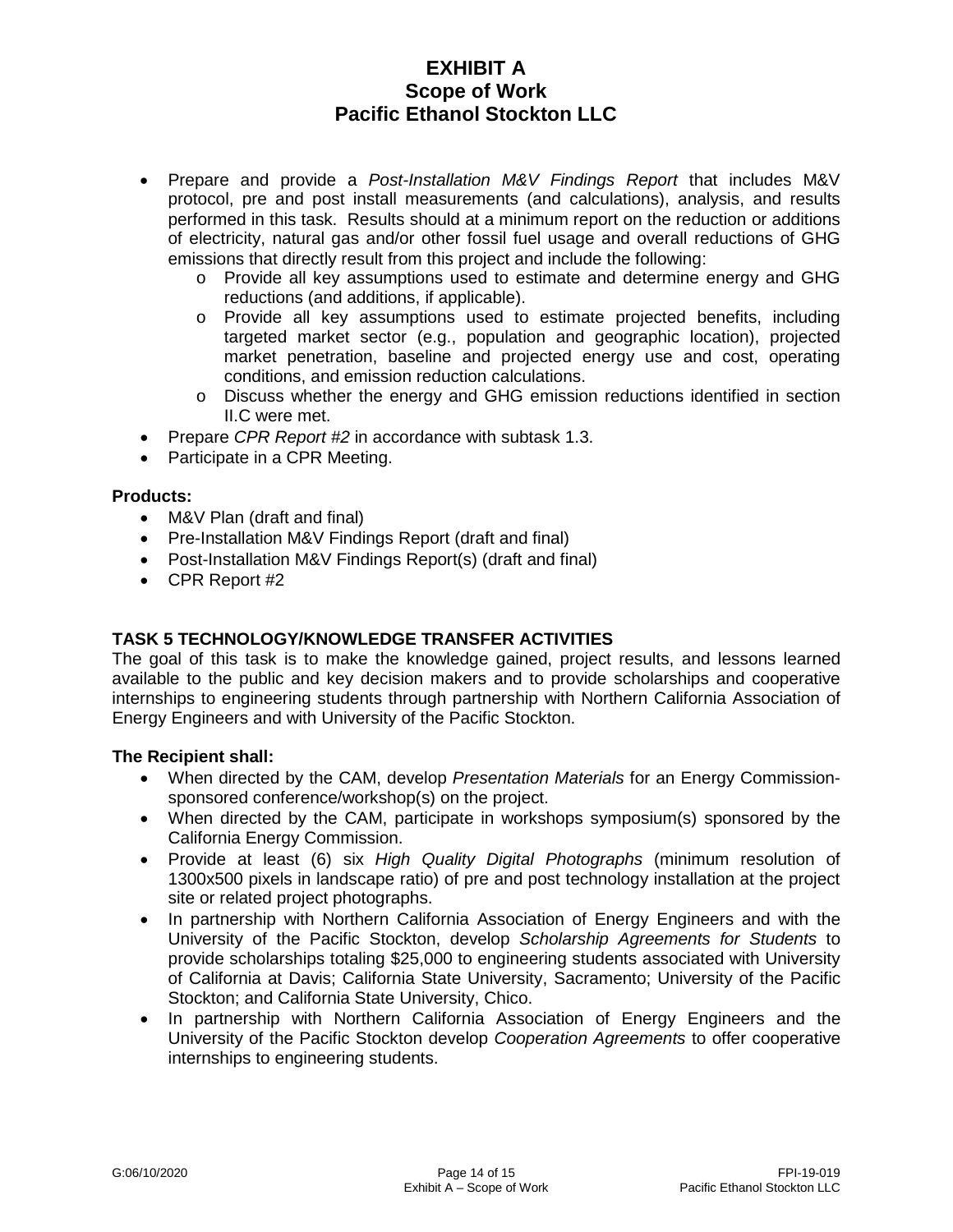- Prepare and provide a *Post-Installation M&V Findings Report* that includes M&V protocol, pre and post install measurements (and calculations), analysis, and results performed in this task. Results should at a minimum report on the reduction or additions of electricity, natural gas and/or other fossil fuel usage and overall reductions of GHG emissions that directly result from this project and include the following:
  - Provide all key assumptions used to estimate and determine energy and GHG reductions (and additions, if applicable).
  - Provide all key assumptions used to estimate projected benefits, including targeted market sector (e.g., population and geographic location), projected market penetration, baseline and projected energy use and cost, operating conditions, and emission reduction calculations.
  - Discuss whether the energy and GHG emission reductions identified in section II.C were met.
- Prepare *CPR Report #2* in accordance with subtask 1.3.
- Participate in a CPR Meeting.

**Products:**

- M&V Plan (draft and final)
- Pre-Installation M&V Findings Report (draft and final)
- Post-Installation M&V Findings Report(s) (draft and final)
- CPR Report #2

## TASK 5 TECHNOLOGY/KNOWLEDGE TRANSFER ACTIVITIES

The goal of this task is to make the knowledge gained, project results, and lessons learned available to the public and key decision makers and to provide scholarships and cooperative internships to engineering students through partnership with Northern California Association of Energy Engineers and with University of the Pacific Stockton.

**The Recipient shall:**

- When directed by the CAM, develop *Presentation Materials* for an Energy Commission-sponsored conference/workshop(s) on the project.
- When directed by the CAM, participate in workshops symposium(s) sponsored by the California Energy Commission.
- Provide at least (6) six *High Quality Digital Photographs* (minimum resolution of 1300x500 pixels in landscape ratio) of pre and post technology installation at the project site or related project photographs.
- In partnership with Northern California Association of Energy Engineers and with the University of the Pacific Stockton, develop *Scholarship Agreements for Students* to provide scholarships totaling $25,000 to engineering students associated with University of California at Davis; California State University, Sacramento; University of the Pacific Stockton; and California State University, Chico.
- In partnership with Northern California Association of Energy Engineers and the University of the Pacific Stockton develop *Cooperation Agreements* to offer cooperative internships to engineering students.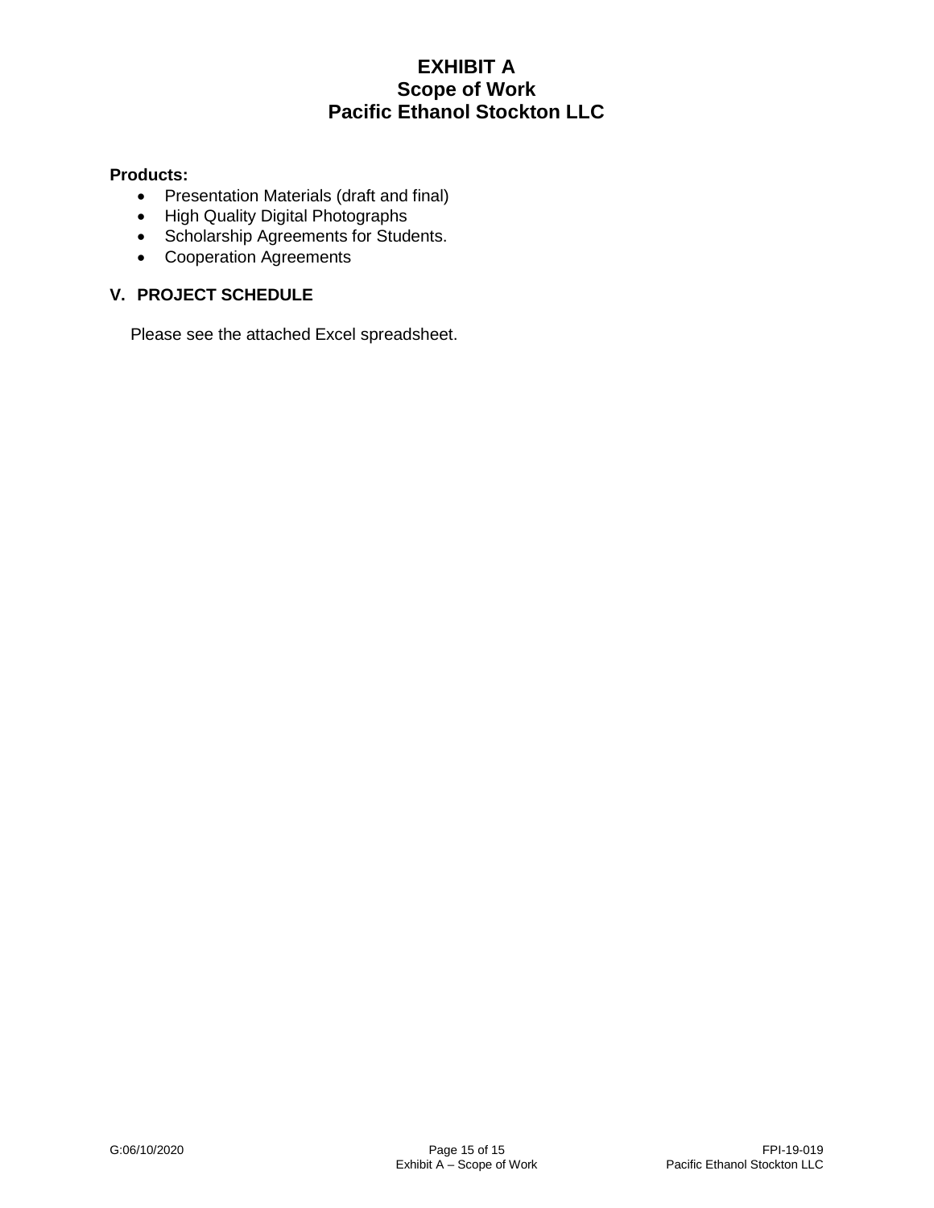**Products:**

- Presentation Materials (draft and final)
- High Quality Digital Photographs
- Scholarship Agreements for Students.
- Cooperation Agreements

## V. PROJECT SCHEDULE

Please see the attached Excel spreadsheet.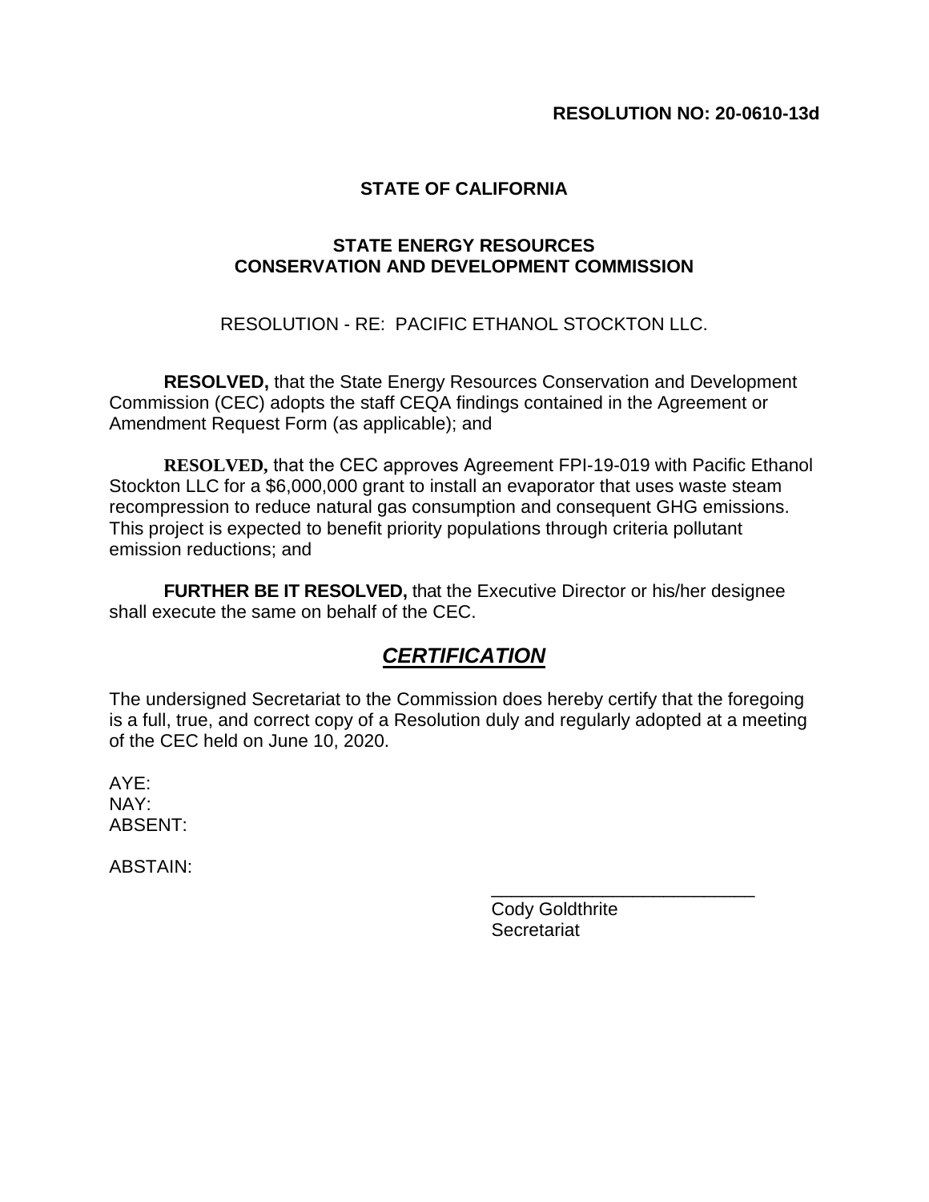**RESOLUTION NO: 20-0610-13d**

**STATE OF CALIFORNIA**

**STATE ENERGY RESOURCES**
**CONSERVATION AND DEVELOPMENT COMMISSION**

RESOLUTION - RE: PACIFIC ETHANOL STOCKTON LLC.

**RESOLVED,** that the State Energy Resources Conservation and Development Commission (CEC) adopts the staff CEQA findings contained in the Agreement or Amendment Request Form (as applicable); and

**RESOLVED,** that the CEC approves Agreement FPI-19-019 with Pacific Ethanol Stockton LLC for a $6,000,000 grant to install an evaporator that uses waste steam recompression to reduce natural gas consumption and consequent GHG emissions. This project is expected to benefit priority populations through criteria pollutant emission reductions; and

**FURTHER BE IT RESOLVED,** that the Executive Director or his/her designee shall execute the same on behalf of the CEC.

## ***CERTIFICATION***

The undersigned Secretariat to the Commission does hereby certify that the foregoing is a full, true, and correct copy of a Resolution duly and regularly adopted at a meeting of the CEC held on June 10, 2020.

AYE:
NAY:
ABSENT:

ABSTAIN:

___________________________
Cody Goldthrite
Secretariat